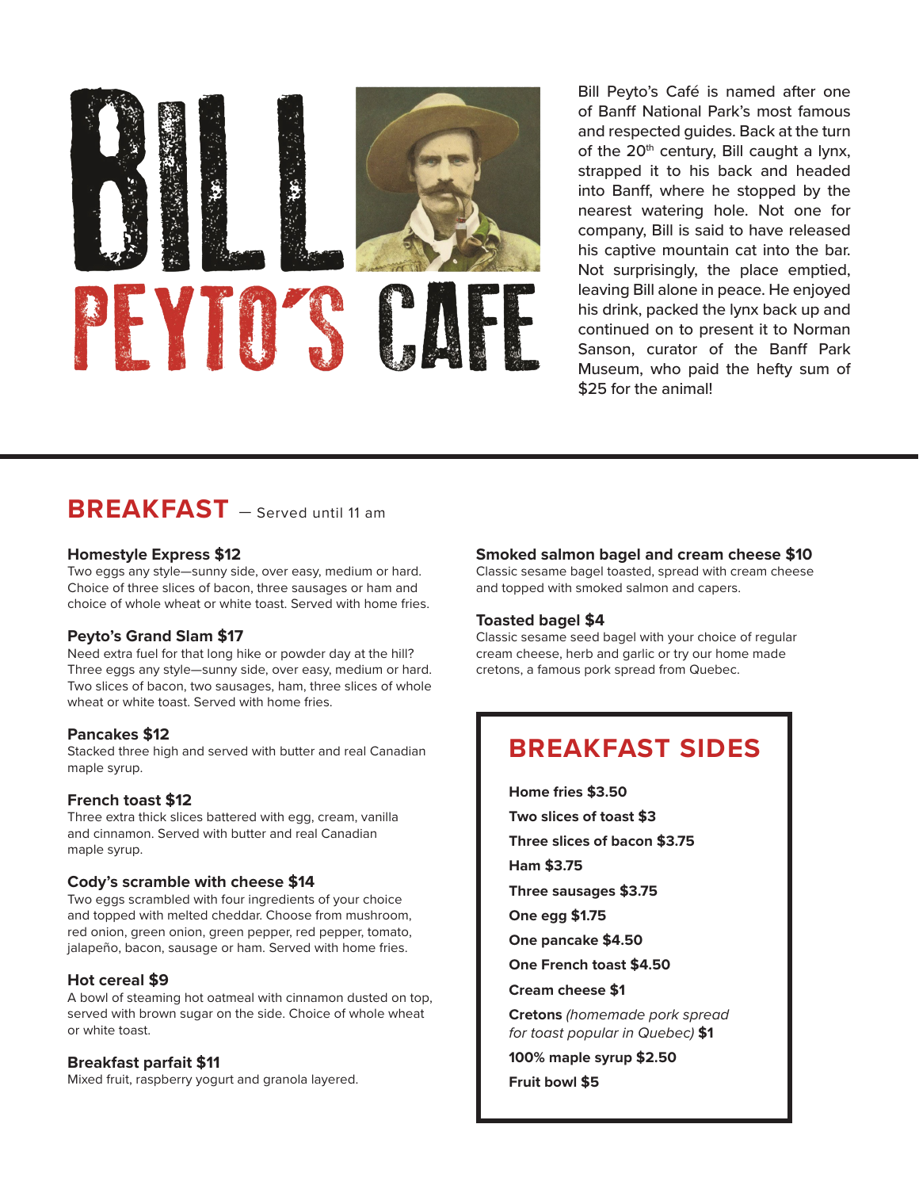# BILL PEYTO'S CAFE

Bill Peyto's Café is named after one of Banff National Park's most famous and respected guides. Back at the turn of the 20th century, Bill caught a lynx, strapped it to his back and headed into Banff, where he stopped by the nearest watering hole. Not one for company, Bill is said to have released his captive mountain cat into the bar. Not surprisingly, the place emptied, leaving Bill alone in peace. He enjoyed his drink, packed the lynx back up and continued on to present it to Norman Sanson, curator of the Banff Park Museum, who paid the hefty sum of $25 for the animal!

## BREAKFAST — Served until 11 am

**Homestyle Express $12**
Two eggs any style—sunny side, over easy, medium or hard. Choice of three slices of bacon, three sausages or ham and choice of whole wheat or white toast. Served with home fries.

**Peyto's Grand Slam $17**
Need extra fuel for that long hike or powder day at the hill? Three eggs any style—sunny side, over easy, medium or hard. Two slices of bacon, two sausages, ham, three slices of whole wheat or white toast. Served with home fries.

**Pancakes $12**
Stacked three high and served with butter and real Canadian maple syrup.

**French toast $12**
Three extra thick slices battered with egg, cream, vanilla and cinnamon. Served with butter and real Canadian maple syrup.

**Cody's scramble with cheese $14**
Two eggs scrambled with four ingredients of your choice and topped with melted cheddar. Choose from mushroom, red onion, green onion, green pepper, red pepper, tomato, jalapeño, bacon, sausage or ham. Served with home fries.

**Hot cereal $9**
A bowl of steaming hot oatmeal with cinnamon dusted on top, served with brown sugar on the side. Choice of whole wheat or white toast.

**Breakfast parfait $11**
Mixed fruit, raspberry yogurt and granola layered.

**Smoked salmon bagel and cream cheese $10**
Classic sesame bagel toasted, spread with cream cheese and topped with smoked salmon and capers.

**Toasted bagel $4**
Classic sesame seed bagel with your choice of regular cream cheese, herb and garlic or try our home made cretons, a famous pork spread from Quebec.

## BREAKFAST SIDES

- **Home fries $3.50**
- **Two slices of toast $3**
- **Three slices of bacon $3.75**
- **Ham $3.75**
- **Three sausages $3.75**
- **One egg $1.75**
- **One pancake $4.50**
- **One French toast $4.50**
- **Cream cheese $1**
- **Cretons** *(homemade pork spread for toast popular in Quebec)* **$1**
- **100% maple syrup $2.50**
- **Fruit bowl $5**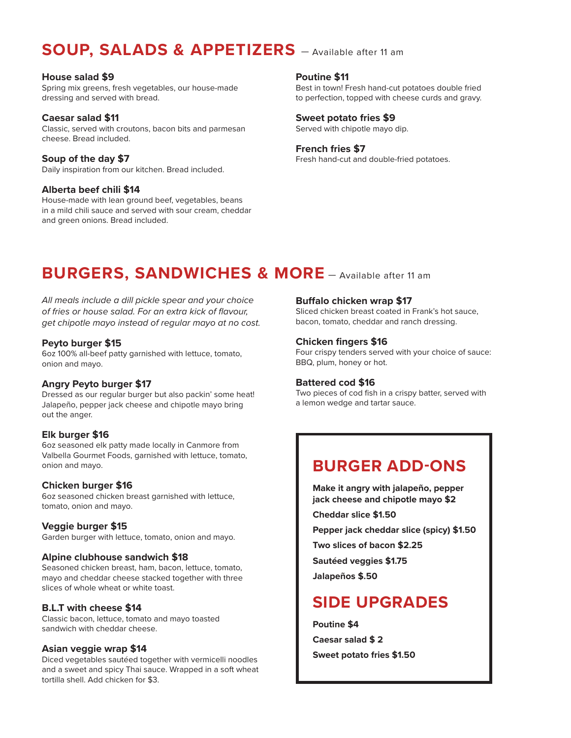## SOUP, SALADS & APPETIZERS — Available after 11 am

**House salad $9**
Spring mix greens, fresh vegetables, our house-made dressing and served with bread.

**Caesar salad $11**
Classic, served with croutons, bacon bits and parmesan cheese. Bread included.

**Soup of the day $7**
Daily inspiration from our kitchen. Bread included.

**Alberta beef chili $14**
House-made with lean ground beef, vegetables, beans in a mild chili sauce and served with sour cream, cheddar and green onions. Bread included.

**Poutine $11**
Best in town! Fresh hand-cut potatoes double fried to perfection, topped with cheese curds and gravy.

**Sweet potato fries $9**
Served with chipotle mayo dip.

**French fries $7**
Fresh hand-cut and double-fried potatoes.

## BURGERS, SANDWICHES & MORE — Available after 11 am

*All meals include a dill pickle spear and your choice of fries or house salad. For an extra kick of flavour, get chipotle mayo instead of regular mayo at no cost.*

**Peyto burger $15**
6oz 100% all-beef patty garnished with lettuce, tomato, onion and mayo.

**Angry Peyto burger $17**
Dressed as our regular burger but also packin' some heat! Jalapeño, pepper jack cheese and chipotle mayo bring out the anger.

**Elk burger $16**
6oz seasoned elk patty made locally in Canmore from Valbella Gourmet Foods, garnished with lettuce, tomato, onion and mayo.

**Chicken burger $16**
6oz seasoned chicken breast garnished with lettuce, tomato, onion and mayo.

**Veggie burger $15**
Garden burger with lettuce, tomato, onion and mayo.

**Alpine clubhouse sandwich $18**
Seasoned chicken breast, ham, bacon, lettuce, tomato, mayo and cheddar cheese stacked together with three slices of whole wheat or white toast.

**B.L.T with cheese $14**
Classic bacon, lettuce, tomato and mayo toasted sandwich with cheddar cheese.

**Asian veggie wrap $14**
Diced vegetables sautéed together with vermicelli noodles and a sweet and spicy Thai sauce. Wrapped in a soft wheat tortilla shell. Add chicken for $3.

**Buffalo chicken wrap $17**
Sliced chicken breast coated in Frank's hot sauce, bacon, tomato, cheddar and ranch dressing.

**Chicken fingers $16**
Four crispy tenders served with your choice of sauce: BBQ, plum, honey or hot.

**Battered cod $16**
Two pieces of cod fish in a crispy batter, served with a lemon wedge and tartar sauce.

### BURGER ADD-ONS

**Make it angry with jalapeño, pepper jack cheese and chipotle mayo $2**

**Cheddar slice $1.50**

**Pepper jack cheddar slice (spicy) $1.50**

**Two slices of bacon $2.25**

**Sautéed veggies $1.75**

**Jalapeños $.50**

### SIDE UPGRADES

**Poutine $4**

**Caesar salad $ 2**

**Sweet potato fries $1.50**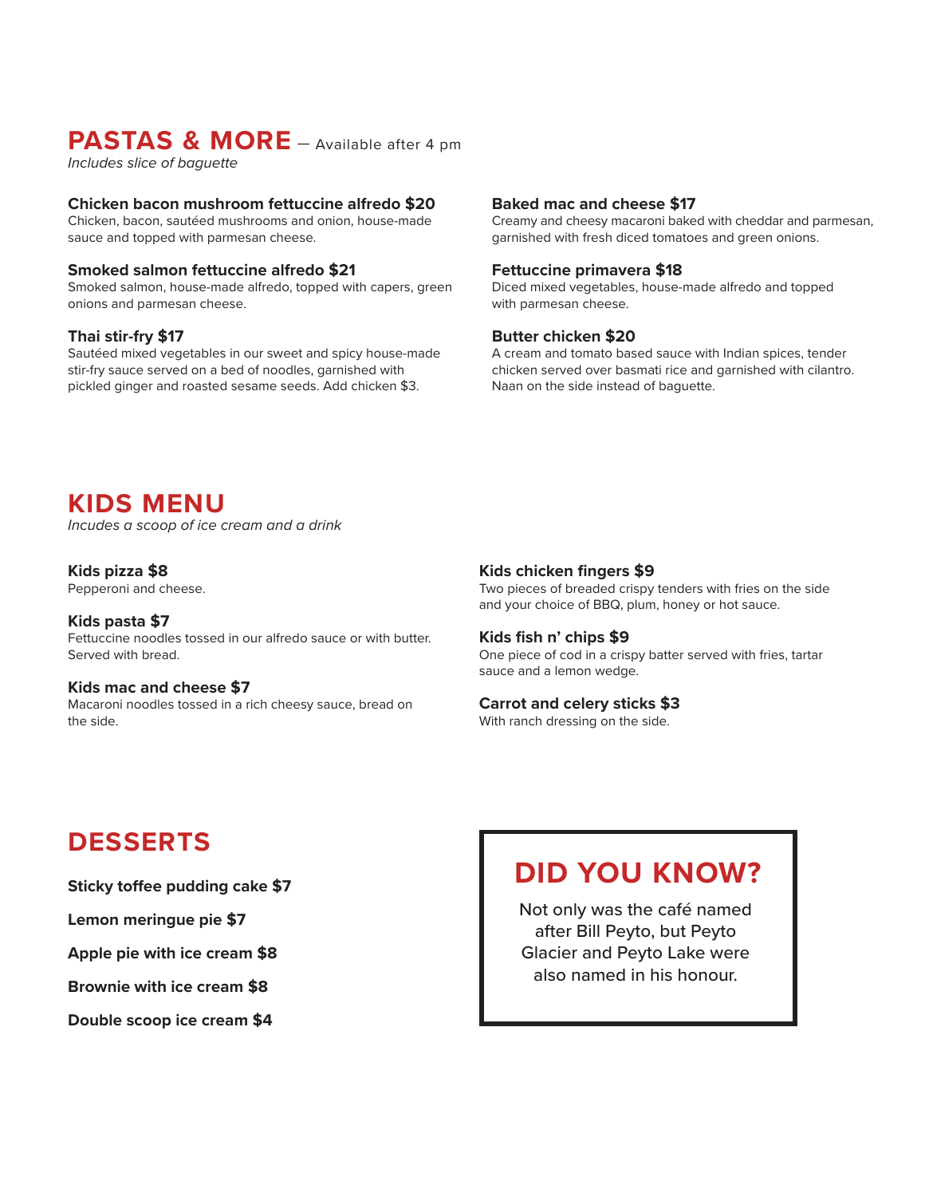## PASTAS & MORE — Available after 4 pm

*Includes slice of baguette*

**Chicken bacon mushroom fettuccine alfredo $20**
Chicken, bacon, sautéed mushrooms and onion, house-made sauce and topped with parmesan cheese.

**Smoked salmon fettuccine alfredo $21**
Smoked salmon, house-made alfredo, topped with capers, green onions and parmesan cheese.

**Thai stir-fry $17**
Sautéed mixed vegetables in our sweet and spicy house-made stir-fry sauce served on a bed of noodles, garnished with pickled ginger and roasted sesame seeds. Add chicken $3.

**Baked mac and cheese $17**
Creamy and cheesy macaroni baked with cheddar and parmesan, garnished with fresh diced tomatoes and green onions.

**Fettuccine primavera $18**
Diced mixed vegetables, house-made alfredo and topped with parmesan cheese.

**Butter chicken $20**
A cream and tomato based sauce with Indian spices, tender chicken served over basmati rice and garnished with cilantro. Naan on the side instead of baguette.

## KIDS MENU

*Incudes a scoop of ice cream and a drink*

**Kids pizza $8**
Pepperoni and cheese.

**Kids pasta $7**
Fettuccine noodles tossed in our alfredo sauce or with butter. Served with bread.

**Kids mac and cheese $7**
Macaroni noodles tossed in a rich cheesy sauce, bread on the side.

**Kids chicken fingers $9**
Two pieces of breaded crispy tenders with fries on the side and your choice of BBQ, plum, honey or hot sauce.

**Kids fish n' chips $9**
One piece of cod in a crispy batter served with fries, tartar sauce and a lemon wedge.

**Carrot and celery sticks $3**
With ranch dressing on the side.

## DESSERTS

**Sticky toffee pudding cake $7**

**Lemon meringue pie $7**

**Apple pie with ice cream $8**

**Brownie with ice cream $8**

**Double scoop ice cream $4**

## DID YOU KNOW?

Not only was the café named after Bill Peyto, but Peyto Glacier and Peyto Lake were also named in his honour.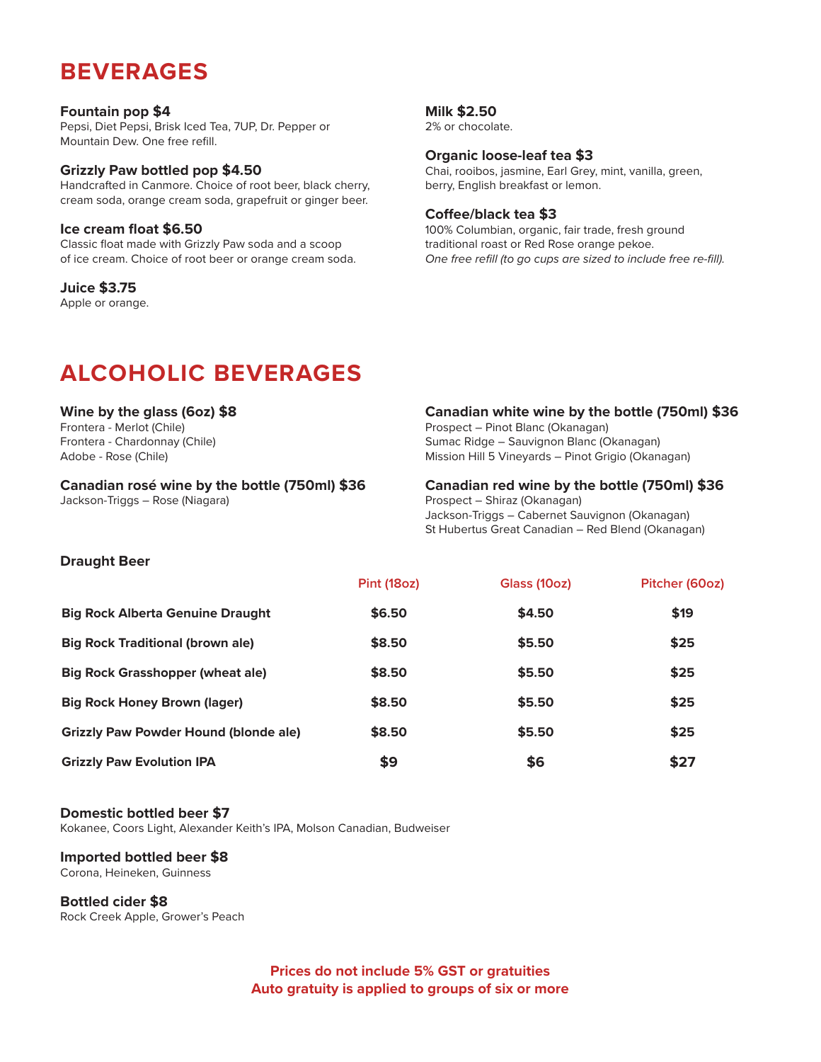# BEVERAGES

**Fountain pop $4**
Pepsi, Diet Pepsi, Brisk Iced Tea, 7UP, Dr. Pepper or Mountain Dew. One free refill.

**Grizzly Paw bottled pop $4.50**
Handcrafted in Canmore. Choice of root beer, black cherry, cream soda, orange cream soda, grapefruit or ginger beer.

**Ice cream float $6.50**
Classic float made with Grizzly Paw soda and a scoop of ice cream. Choice of root beer or orange cream soda.

**Juice $3.75**
Apple or orange.

**Milk $2.50**
2% or chocolate.

**Organic loose-leaf tea $3**
Chai, rooibos, jasmine, Earl Grey, mint, vanilla, green, berry, English breakfast or lemon.

**Coffee/black tea $3**
100% Columbian, organic, fair trade, fresh ground traditional roast or Red Rose orange pekoe.
*One free refill (to go cups are sized to include free re-fill).*

# ALCOHOLIC BEVERAGES

**Wine by the glass (6oz) $8**
Frontera - Merlot (Chile)
Frontera - Chardonnay (Chile)
Adobe - Rose (Chile)

**Canadian rosé wine by the bottle (750ml) $36**
Jackson-Triggs – Rose (Niagara)

**Canadian white wine by the bottle (750ml) $36**
Prospect – Pinot Blanc (Okanagan)
Sumac Ridge – Sauvignon Blanc (Okanagan)
Mission Hill 5 Vineyards – Pinot Grigio (Okanagan)

**Canadian red wine by the bottle (750ml) $36**
Prospect – Shiraz (Okanagan)
Jackson-Triggs – Cabernet Sauvignon (Okanagan)
St Hubertus Great Canadian – Red Blend (Okanagan)

**Draught Beer**

| | Pint (18oz) | Glass (10oz) | Pitcher (60oz) |
|---|---|---|---|
| **Big Rock Alberta Genuine Draught** | **$6.50** | **$4.50** | **$19** |
| **Big Rock Traditional (brown ale)** | **$8.50** | **$5.50** | **$25** |
| **Big Rock Grasshopper (wheat ale)** | **$8.50** | **$5.50** | **$25** |
| **Big Rock Honey Brown (lager)** | **$8.50** | **$5.50** | **$25** |
| **Grizzly Paw Powder Hound (blonde ale)** | **$8.50** | **$5.50** | **$25** |
| **Grizzly Paw Evolution IPA** | **$9** | **$6** | **$27** |

**Domestic bottled beer $7**
Kokanee, Coors Light, Alexander Keith's IPA, Molson Canadian, Budweiser

**Imported bottled beer $8**
Corona, Heineken, Guinness

**Bottled cider $8**
Rock Creek Apple, Grower's Peach

**Prices do not include 5% GST or gratuities**
**Auto gratuity is applied to groups of six or more**